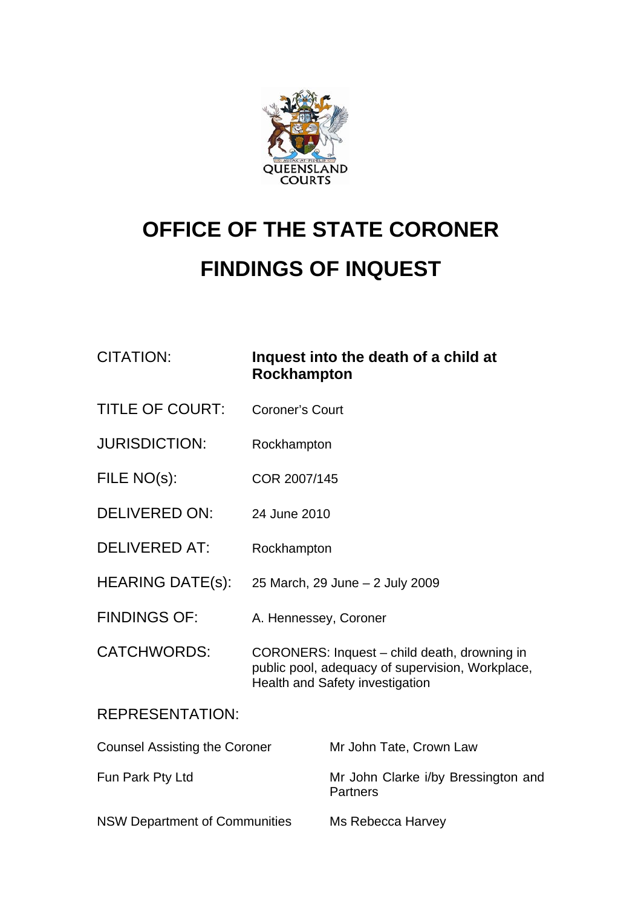QUEENSLAND COURTS

# OFFICE OF THE STATE CORONER

# FINDINGS OF INQUEST

| | |
|---|---|
| CITATION: | **Inquest into the death of a child at Rockhampton** |
| TITLE OF COURT: | Coroner's Court |
| JURISDICTION: | Rockhampton |
| FILE NO(s): | COR 2007/145 |
| DELIVERED ON: | 24 June 2010 |
| DELIVERED AT: | Rockhampton |
| HEARING DATE(s): | 25 March, 29 June – 2 July 2009 |
| FINDINGS OF: | A. Hennessey, Coroner |
| CATCHWORDS: | CORONERS: Inquest – child death, drowning in public pool, adequacy of supervision, Workplace, Health and Safety investigation |

REPRESENTATION:

| | |
|---|---|
| Counsel Assisting the Coroner | Mr John Tate, Crown Law |
| Fun Park Pty Ltd | Mr John Clarke i/by Bressington and Partners |
| NSW Department of Communities | Ms Rebecca Harvey |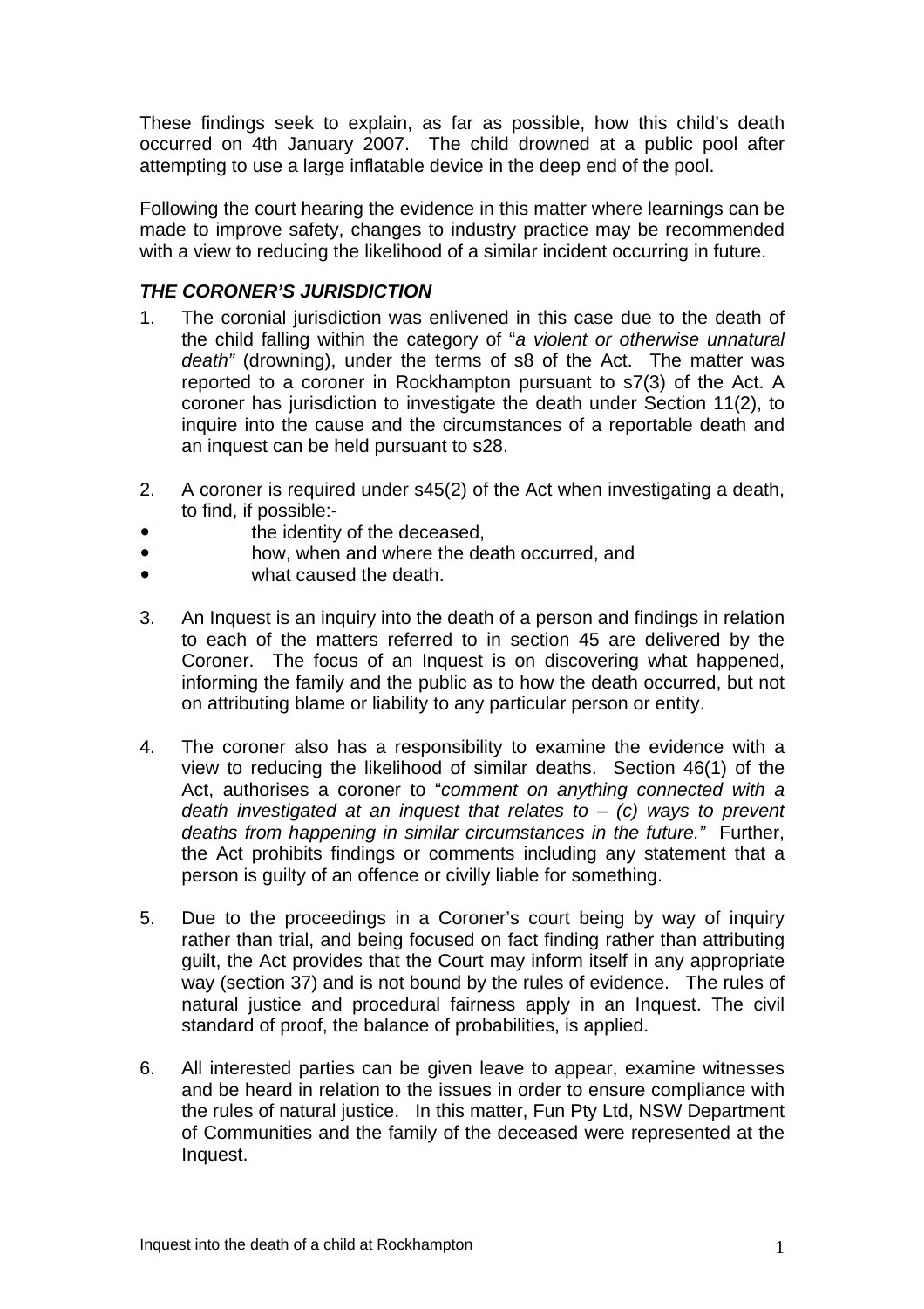These findings seek to explain, as far as possible, how this child's death occurred on 4th January 2007. The child drowned at a public pool after attempting to use a large inflatable device in the deep end of the pool.

Following the court hearing the evidence in this matter where learnings can be made to improve safety, changes to industry practice may be recommended with a view to reducing the likelihood of a similar incident occurring in future.

### *THE CORONER'S JURISDICTION*

1. The coronial jurisdiction was enlivened in this case due to the death of the child falling within the category of "*a violent or otherwise unnatural death"* (drowning), under the terms of s8 of the Act. The matter was reported to a coroner in Rockhampton pursuant to s7(3) of the Act. A coroner has jurisdiction to investigate the death under Section 11(2), to inquire into the cause and the circumstances of a reportable death and an inquest can be held pursuant to s28.

2. A coroner is required under s45(2) of the Act when investigating a death, to find, if possible:-

- the identity of the deceased,
- how, when and where the death occurred, and
- what caused the death.

3. An Inquest is an inquiry into the death of a person and findings in relation to each of the matters referred to in section 45 are delivered by the Coroner. The focus of an Inquest is on discovering what happened, informing the family and the public as to how the death occurred, but not on attributing blame or liability to any particular person or entity.

4. The coroner also has a responsibility to examine the evidence with a view to reducing the likelihood of similar deaths. Section 46(1) of the Act, authorises a coroner to "*comment on anything connected with a death investigated at an inquest that relates to – (c) ways to prevent deaths from happening in similar circumstances in the future."* Further, the Act prohibits findings or comments including any statement that a person is guilty of an offence or civilly liable for something.

5. Due to the proceedings in a Coroner's court being by way of inquiry rather than trial, and being focused on fact finding rather than attributing guilt, the Act provides that the Court may inform itself in any appropriate way (section 37) and is not bound by the rules of evidence. The rules of natural justice and procedural fairness apply in an Inquest. The civil standard of proof, the balance of probabilities, is applied.

6. All interested parties can be given leave to appear, examine witnesses and be heard in relation to the issues in order to ensure compliance with the rules of natural justice. In this matter, Fun Pty Ltd, NSW Department of Communities and the family of the deceased were represented at the Inquest.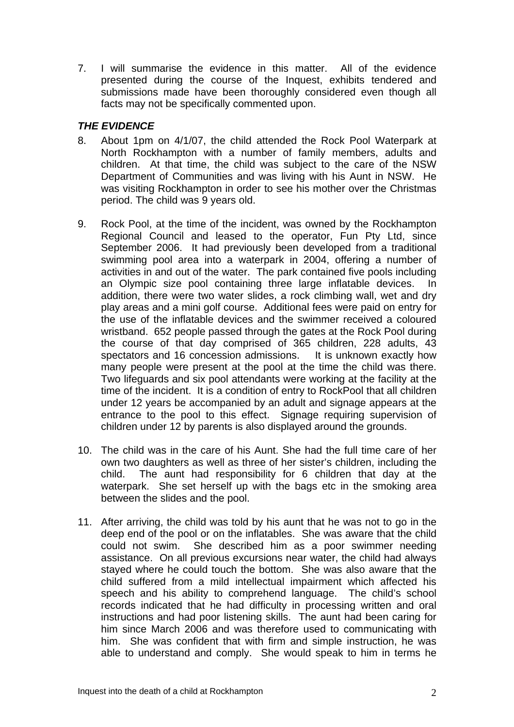7. I will summarise the evidence in this matter. All of the evidence presented during the course of the Inquest, exhibits tendered and submissions made have been thoroughly considered even though all facts may not be specifically commented upon.

***THE EVIDENCE***

8. About 1pm on 4/1/07, the child attended the Rock Pool Waterpark at North Rockhampton with a number of family members, adults and children. At that time, the child was subject to the care of the NSW Department of Communities and was living with his Aunt in NSW. He was visiting Rockhampton in order to see his mother over the Christmas period. The child was 9 years old.

9. Rock Pool, at the time of the incident, was owned by the Rockhampton Regional Council and leased to the operator, Fun Pty Ltd, since September 2006. It had previously been developed from a traditional swimming pool area into a waterpark in 2004, offering a number of activities in and out of the water. The park contained five pools including an Olympic size pool containing three large inflatable devices. In addition, there were two water slides, a rock climbing wall, wet and dry play areas and a mini golf course. Additional fees were paid on entry for the use of the inflatable devices and the swimmer received a coloured wristband. 652 people passed through the gates at the Rock Pool during the course of that day comprised of 365 children, 228 adults, 43 spectators and 16 concession admissions. It is unknown exactly how many people were present at the pool at the time the child was there. Two lifeguards and six pool attendants were working at the facility at the time of the incident. It is a condition of entry to RockPool that all children under 12 years be accompanied by an adult and signage appears at the entrance to the pool to this effect. Signage requiring supervision of children under 12 by parents is also displayed around the grounds.

10. The child was in the care of his Aunt. She had the full time care of her own two daughters as well as three of her sister's children, including the child. The aunt had responsibility for 6 children that day at the waterpark. She set herself up with the bags etc in the smoking area between the slides and the pool.

11. After arriving, the child was told by his aunt that he was not to go in the deep end of the pool or on the inflatables. She was aware that the child could not swim. She described him as a poor swimmer needing assistance. On all previous excursions near water, the child had always stayed where he could touch the bottom. She was also aware that the child suffered from a mild intellectual impairment which affected his speech and his ability to comprehend language. The child's school records indicated that he had difficulty in processing written and oral instructions and had poor listening skills. The aunt had been caring for him since March 2006 and was therefore used to communicating with him. She was confident that with firm and simple instruction, he was able to understand and comply. She would speak to him in terms he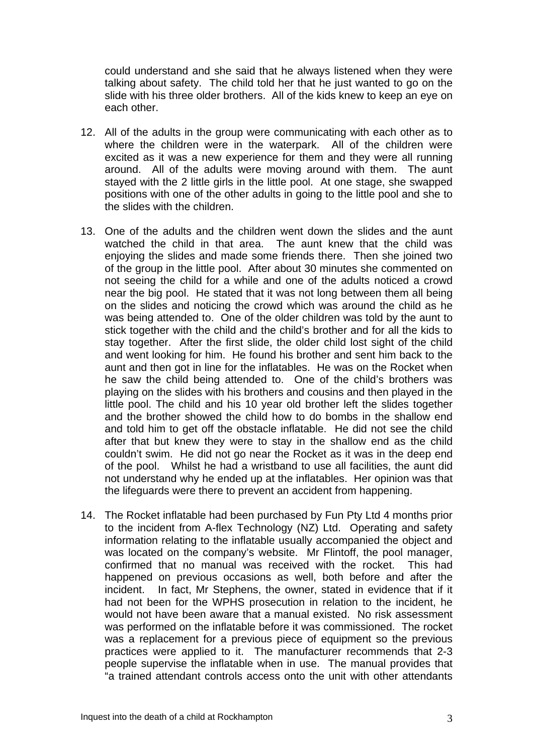could understand and she said that he always listened when they were talking about safety. The child told her that he just wanted to go on the slide with his three older brothers. All of the kids knew to keep an eye on each other.

12. All of the adults in the group were communicating with each other as to where the children were in the waterpark. All of the children were excited as it was a new experience for them and they were all running around. All of the adults were moving around with them. The aunt stayed with the 2 little girls in the little pool. At one stage, she swapped positions with one of the other adults in going to the little pool and she to the slides with the children.

13. One of the adults and the children went down the slides and the aunt watched the child in that area. The aunt knew that the child was enjoying the slides and made some friends there. Then she joined two of the group in the little pool. After about 30 minutes she commented on not seeing the child for a while and one of the adults noticed a crowd near the big pool. He stated that it was not long between them all being on the slides and noticing the crowd which was around the child as he was being attended to. One of the older children was told by the aunt to stick together with the child and the child's brother and for all the kids to stay together. After the first slide, the older child lost sight of the child and went looking for him. He found his brother and sent him back to the aunt and then got in line for the inflatables. He was on the Rocket when he saw the child being attended to. One of the child's brothers was playing on the slides with his brothers and cousins and then played in the little pool. The child and his 10 year old brother left the slides together and the brother showed the child how to do bombs in the shallow end and told him to get off the obstacle inflatable. He did not see the child after that but knew they were to stay in the shallow end as the child couldn't swim. He did not go near the Rocket as it was in the deep end of the pool. Whilst he had a wristband to use all facilities, the aunt did not understand why he ended up at the inflatables. Her opinion was that the lifeguards were there to prevent an accident from happening.

14. The Rocket inflatable had been purchased by Fun Pty Ltd 4 months prior to the incident from A-flex Technology (NZ) Ltd. Operating and safety information relating to the inflatable usually accompanied the object and was located on the company's website. Mr Flintoff, the pool manager, confirmed that no manual was received with the rocket. This had happened on previous occasions as well, both before and after the incident. In fact, Mr Stephens, the owner, stated in evidence that if it had not been for the WPHS prosecution in relation to the incident, he would not have been aware that a manual existed. No risk assessment was performed on the inflatable before it was commissioned. The rocket was a replacement for a previous piece of equipment so the previous practices were applied to it. The manufacturer recommends that 2-3 people supervise the inflatable when in use. The manual provides that "a trained attendant controls access onto the unit with other attendants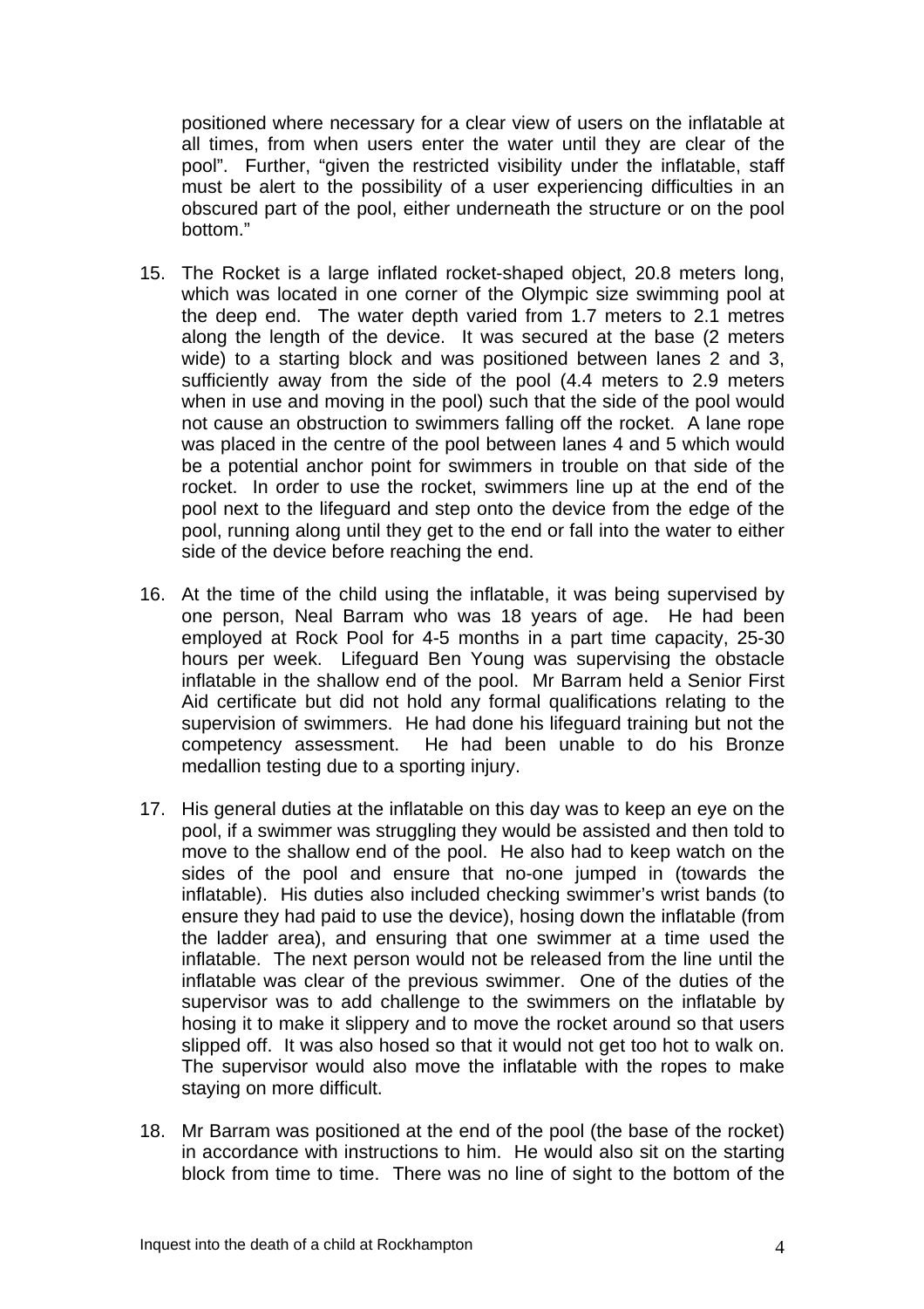positioned where necessary for a clear view of users on the inflatable at all times, from when users enter the water until they are clear of the pool". Further, "given the restricted visibility under the inflatable, staff must be alert to the possibility of a user experiencing difficulties in an obscured part of the pool, either underneath the structure or on the pool bottom."

15. The Rocket is a large inflated rocket-shaped object, 20.8 meters long, which was located in one corner of the Olympic size swimming pool at the deep end. The water depth varied from 1.7 meters to 2.1 metres along the length of the device. It was secured at the base (2 meters wide) to a starting block and was positioned between lanes 2 and 3, sufficiently away from the side of the pool (4.4 meters to 2.9 meters when in use and moving in the pool) such that the side of the pool would not cause an obstruction to swimmers falling off the rocket. A lane rope was placed in the centre of the pool between lanes 4 and 5 which would be a potential anchor point for swimmers in trouble on that side of the rocket. In order to use the rocket, swimmers line up at the end of the pool next to the lifeguard and step onto the device from the edge of the pool, running along until they get to the end or fall into the water to either side of the device before reaching the end.

16. At the time of the child using the inflatable, it was being supervised by one person, Neal Barram who was 18 years of age. He had been employed at Rock Pool for 4-5 months in a part time capacity, 25-30 hours per week. Lifeguard Ben Young was supervising the obstacle inflatable in the shallow end of the pool. Mr Barram held a Senior First Aid certificate but did not hold any formal qualifications relating to the supervision of swimmers. He had done his lifeguard training but not the competency assessment. He had been unable to do his Bronze medallion testing due to a sporting injury.

17. His general duties at the inflatable on this day was to keep an eye on the pool, if a swimmer was struggling they would be assisted and then told to move to the shallow end of the pool. He also had to keep watch on the sides of the pool and ensure that no-one jumped in (towards the inflatable). His duties also included checking swimmer's wrist bands (to ensure they had paid to use the device), hosing down the inflatable (from the ladder area), and ensuring that one swimmer at a time used the inflatable. The next person would not be released from the line until the inflatable was clear of the previous swimmer. One of the duties of the supervisor was to add challenge to the swimmers on the inflatable by hosing it to make it slippery and to move the rocket around so that users slipped off. It was also hosed so that it would not get too hot to walk on. The supervisor would also move the inflatable with the ropes to make staying on more difficult.

18. Mr Barram was positioned at the end of the pool (the base of the rocket) in accordance with instructions to him. He would also sit on the starting block from time to time. There was no line of sight to the bottom of the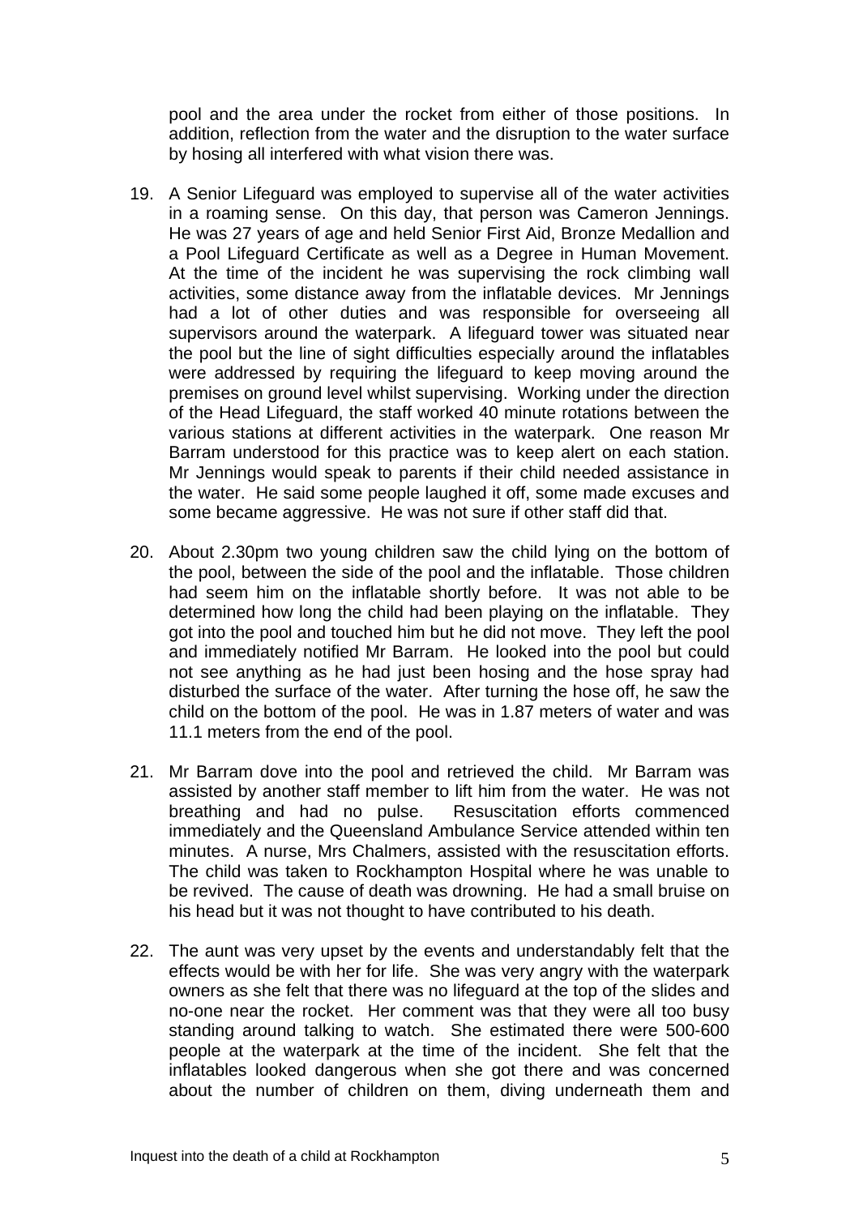pool and the area under the rocket from either of those positions. In addition, reflection from the water and the disruption to the water surface by hosing all interfered with what vision there was.

19. A Senior Lifeguard was employed to supervise all of the water activities in a roaming sense. On this day, that person was Cameron Jennings. He was 27 years of age and held Senior First Aid, Bronze Medallion and a Pool Lifeguard Certificate as well as a Degree in Human Movement. At the time of the incident he was supervising the rock climbing wall activities, some distance away from the inflatable devices. Mr Jennings had a lot of other duties and was responsible for overseeing all supervisors around the waterpark. A lifeguard tower was situated near the pool but the line of sight difficulties especially around the inflatables were addressed by requiring the lifeguard to keep moving around the premises on ground level whilst supervising. Working under the direction of the Head Lifeguard, the staff worked 40 minute rotations between the various stations at different activities in the waterpark. One reason Mr Barram understood for this practice was to keep alert on each station. Mr Jennings would speak to parents if their child needed assistance in the water. He said some people laughed it off, some made excuses and some became aggressive. He was not sure if other staff did that.

20. About 2.30pm two young children saw the child lying on the bottom of the pool, between the side of the pool and the inflatable. Those children had seem him on the inflatable shortly before. It was not able to be determined how long the child had been playing on the inflatable. They got into the pool and touched him but he did not move. They left the pool and immediately notified Mr Barram. He looked into the pool but could not see anything as he had just been hosing and the hose spray had disturbed the surface of the water. After turning the hose off, he saw the child on the bottom of the pool. He was in 1.87 meters of water and was 11.1 meters from the end of the pool.

21. Mr Barram dove into the pool and retrieved the child. Mr Barram was assisted by another staff member to lift him from the water. He was not breathing and had no pulse. Resuscitation efforts commenced immediately and the Queensland Ambulance Service attended within ten minutes. A nurse, Mrs Chalmers, assisted with the resuscitation efforts. The child was taken to Rockhampton Hospital where he was unable to be revived. The cause of death was drowning. He had a small bruise on his head but it was not thought to have contributed to his death.

22. The aunt was very upset by the events and understandably felt that the effects would be with her for life. She was very angry with the waterpark owners as she felt that there was no lifeguard at the top of the slides and no-one near the rocket. Her comment was that they were all too busy standing around talking to watch. She estimated there were 500-600 people at the waterpark at the time of the incident. She felt that the inflatables looked dangerous when she got there and was concerned about the number of children on them, diving underneath them and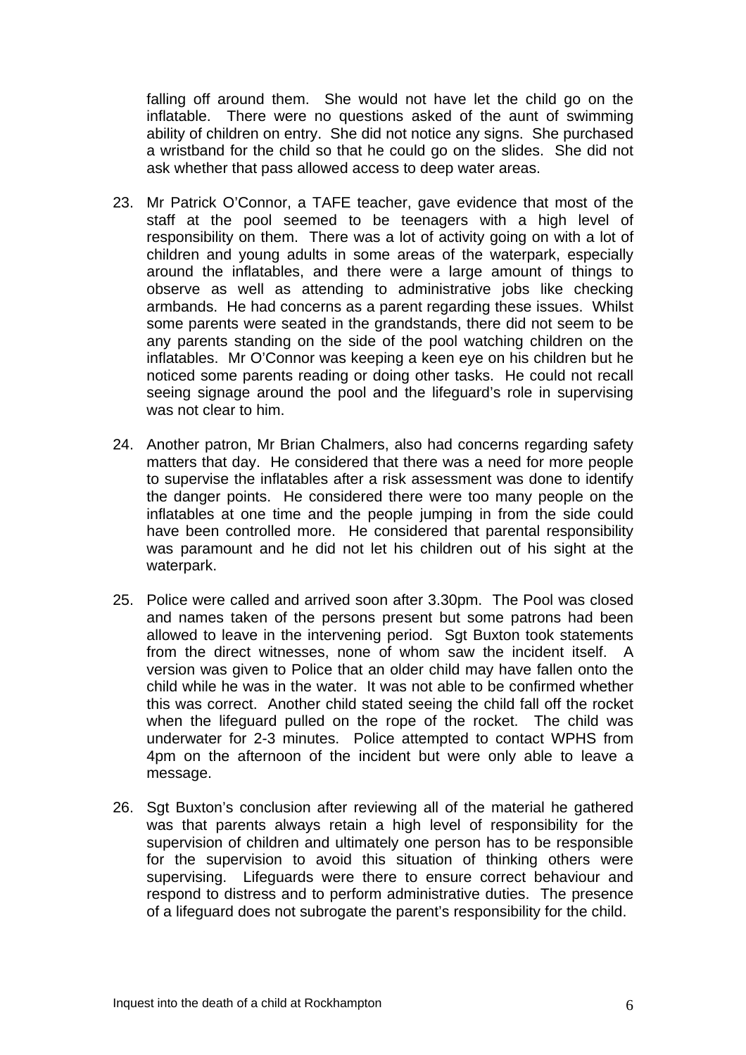falling off around them. She would not have let the child go on the inflatable. There were no questions asked of the aunt of swimming ability of children on entry. She did not notice any signs. She purchased a wristband for the child so that he could go on the slides. She did not ask whether that pass allowed access to deep water areas.

23. Mr Patrick O'Connor, a TAFE teacher, gave evidence that most of the staff at the pool seemed to be teenagers with a high level of responsibility on them. There was a lot of activity going on with a lot of children and young adults in some areas of the waterpark, especially around the inflatables, and there were a large amount of things to observe as well as attending to administrative jobs like checking armbands. He had concerns as a parent regarding these issues. Whilst some parents were seated in the grandstands, there did not seem to be any parents standing on the side of the pool watching children on the inflatables. Mr O'Connor was keeping a keen eye on his children but he noticed some parents reading or doing other tasks. He could not recall seeing signage around the pool and the lifeguard's role in supervising was not clear to him.

24. Another patron, Mr Brian Chalmers, also had concerns regarding safety matters that day. He considered that there was a need for more people to supervise the inflatables after a risk assessment was done to identify the danger points. He considered there were too many people on the inflatables at one time and the people jumping in from the side could have been controlled more. He considered that parental responsibility was paramount and he did not let his children out of his sight at the waterpark.

25. Police were called and arrived soon after 3.30pm. The Pool was closed and names taken of the persons present but some patrons had been allowed to leave in the intervening period. Sgt Buxton took statements from the direct witnesses, none of whom saw the incident itself. A version was given to Police that an older child may have fallen onto the child while he was in the water. It was not able to be confirmed whether this was correct. Another child stated seeing the child fall off the rocket when the lifeguard pulled on the rope of the rocket. The child was underwater for 2-3 minutes. Police attempted to contact WPHS from 4pm on the afternoon of the incident but were only able to leave a message.

26. Sgt Buxton's conclusion after reviewing all of the material he gathered was that parents always retain a high level of responsibility for the supervision of children and ultimately one person has to be responsible for the supervision to avoid this situation of thinking others were supervising. Lifeguards were there to ensure correct behaviour and respond to distress and to perform administrative duties. The presence of a lifeguard does not subrogate the parent's responsibility for the child.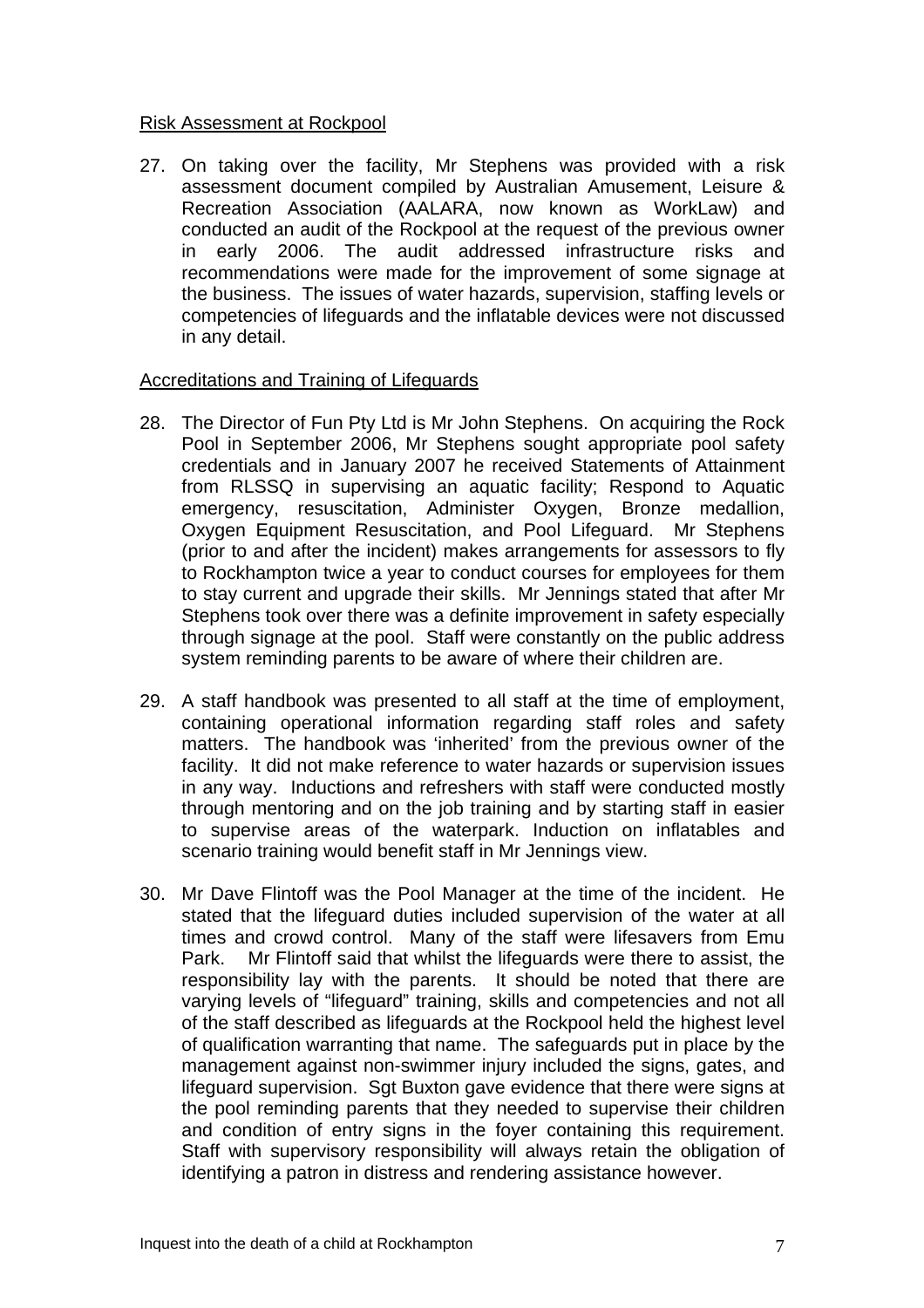Risk Assessment at Rockpool

27. On taking over the facility, Mr Stephens was provided with a risk assessment document compiled by Australian Amusement, Leisure & Recreation Association (AALARA, now known as WorkLaw) and conducted an audit of the Rockpool at the request of the previous owner in early 2006. The audit addressed infrastructure risks and recommendations were made for the improvement of some signage at the business. The issues of water hazards, supervision, staffing levels or competencies of lifeguards and the inflatable devices were not discussed in any detail.

Accreditations and Training of Lifeguards

28. The Director of Fun Pty Ltd is Mr John Stephens. On acquiring the Rock Pool in September 2006, Mr Stephens sought appropriate pool safety credentials and in January 2007 he received Statements of Attainment from RLSSQ in supervising an aquatic facility; Respond to Aquatic emergency, resuscitation, Administer Oxygen, Bronze medallion, Oxygen Equipment Resuscitation, and Pool Lifeguard. Mr Stephens (prior to and after the incident) makes arrangements for assessors to fly to Rockhampton twice a year to conduct courses for employees for them to stay current and upgrade their skills. Mr Jennings stated that after Mr Stephens took over there was a definite improvement in safety especially through signage at the pool. Staff were constantly on the public address system reminding parents to be aware of where their children are.

29. A staff handbook was presented to all staff at the time of employment, containing operational information regarding staff roles and safety matters. The handbook was 'inherited' from the previous owner of the facility. It did not make reference to water hazards or supervision issues in any way. Inductions and refreshers with staff were conducted mostly through mentoring and on the job training and by starting staff in easier to supervise areas of the waterpark. Induction on inflatables and scenario training would benefit staff in Mr Jennings view.

30. Mr Dave Flintoff was the Pool Manager at the time of the incident. He stated that the lifeguard duties included supervision of the water at all times and crowd control. Many of the staff were lifesavers from Emu Park. Mr Flintoff said that whilst the lifeguards were there to assist, the responsibility lay with the parents. It should be noted that there are varying levels of "lifeguard" training, skills and competencies and not all of the staff described as lifeguards at the Rockpool held the highest level of qualification warranting that name. The safeguards put in place by the management against non-swimmer injury included the signs, gates, and lifeguard supervision. Sgt Buxton gave evidence that there were signs at the pool reminding parents that they needed to supervise their children and condition of entry signs in the foyer containing this requirement. Staff with supervisory responsibility will always retain the obligation of identifying a patron in distress and rendering assistance however.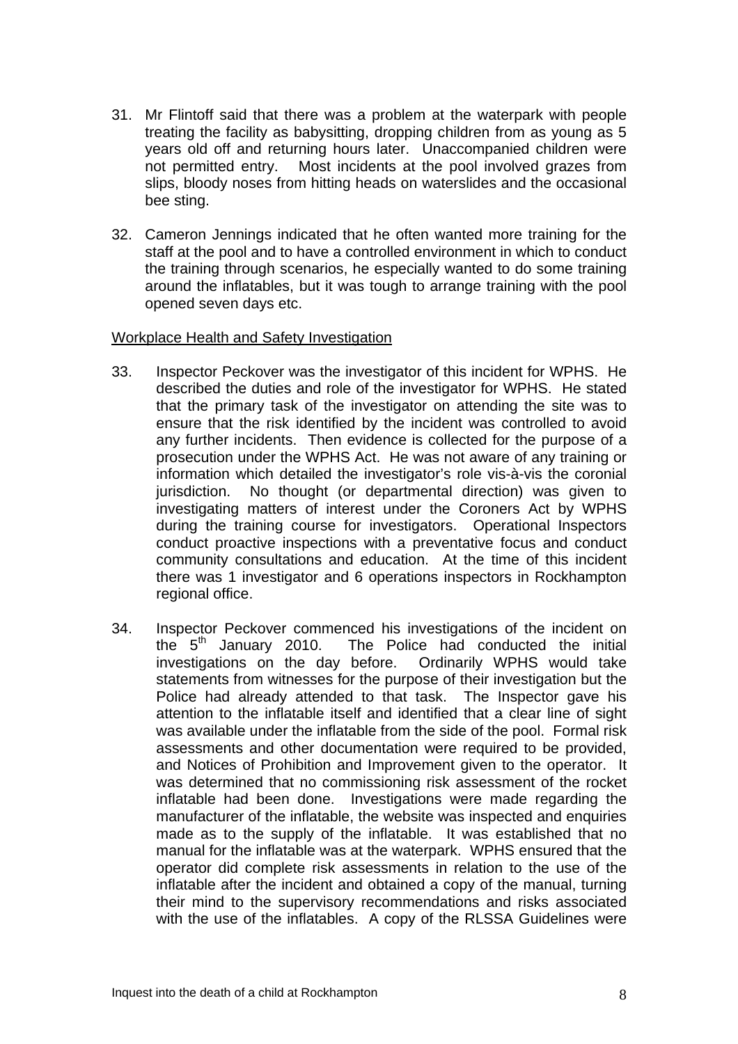31. Mr Flintoff said that there was a problem at the waterpark with people treating the facility as babysitting, dropping children from as young as 5 years old off and returning hours later. Unaccompanied children were not permitted entry. Most incidents at the pool involved grazes from slips, bloody noses from hitting heads on waterslides and the occasional bee sting.

32. Cameron Jennings indicated that he often wanted more training for the staff at the pool and to have a controlled environment in which to conduct the training through scenarios, he especially wanted to do some training around the inflatables, but it was tough to arrange training with the pool opened seven days etc.

<u>Workplace Health and Safety Investigation</u>

33. Inspector Peckover was the investigator of this incident for WPHS. He described the duties and role of the investigator for WPHS. He stated that the primary task of the investigator on attending the site was to ensure that the risk identified by the incident was controlled to avoid any further incidents. Then evidence is collected for the purpose of a prosecution under the WPHS Act. He was not aware of any training or information which detailed the investigator's role vis-à-vis the coronial jurisdiction. No thought (or departmental direction) was given to investigating matters of interest under the Coroners Act by WPHS during the training course for investigators. Operational Inspectors conduct proactive inspections with a preventative focus and conduct community consultations and education. At the time of this incident there was 1 investigator and 6 operations inspectors in Rockhampton regional office.

34. Inspector Peckover commenced his investigations of the incident on the 5th January 2010. The Police had conducted the initial investigations on the day before. Ordinarily WPHS would take statements from witnesses for the purpose of their investigation but the Police had already attended to that task. The Inspector gave his attention to the inflatable itself and identified that a clear line of sight was available under the inflatable from the side of the pool. Formal risk assessments and other documentation were required to be provided, and Notices of Prohibition and Improvement given to the operator. It was determined that no commissioning risk assessment of the rocket inflatable had been done. Investigations were made regarding the manufacturer of the inflatable, the website was inspected and enquiries made as to the supply of the inflatable. It was established that no manual for the inflatable was at the waterpark. WPHS ensured that the operator did complete risk assessments in relation to the use of the inflatable after the incident and obtained a copy of the manual, turning their mind to the supervisory recommendations and risks associated with the use of the inflatables. A copy of the RLSSA Guidelines were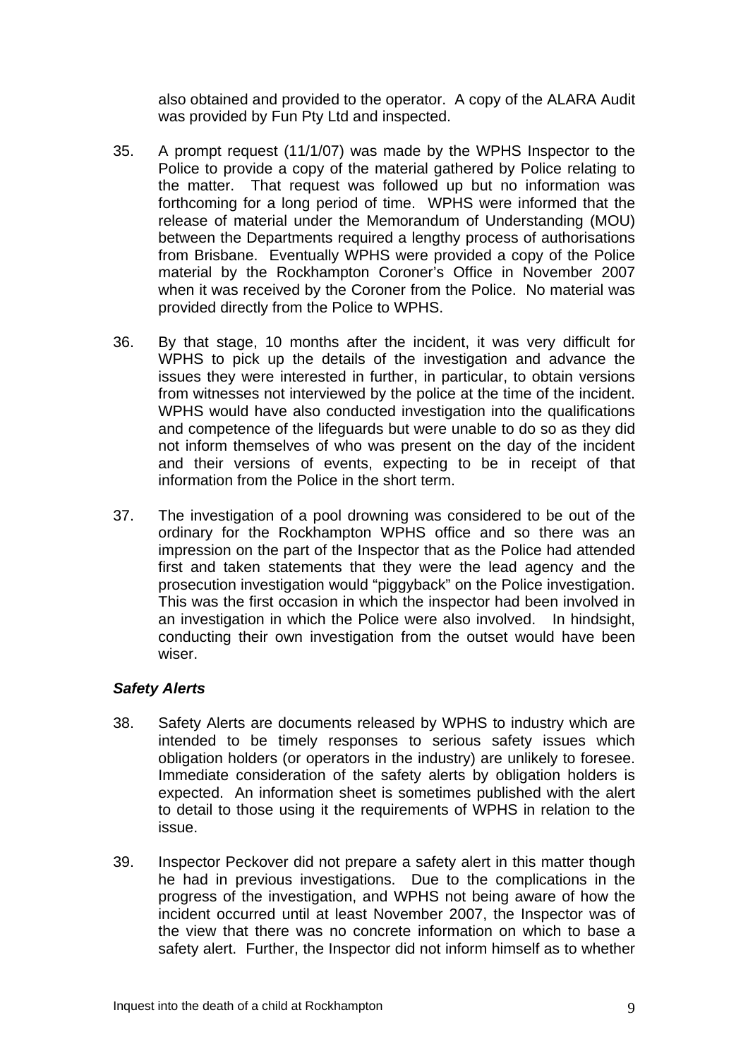also obtained and provided to the operator. A copy of the ALARA Audit was provided by Fun Pty Ltd and inspected.

35. A prompt request (11/1/07) was made by the WPHS Inspector to the Police to provide a copy of the material gathered by Police relating to the matter. That request was followed up but no information was forthcoming for a long period of time. WPHS were informed that the release of material under the Memorandum of Understanding (MOU) between the Departments required a lengthy process of authorisations from Brisbane. Eventually WPHS were provided a copy of the Police material by the Rockhampton Coroner's Office in November 2007 when it was received by the Coroner from the Police. No material was provided directly from the Police to WPHS.

36. By that stage, 10 months after the incident, it was very difficult for WPHS to pick up the details of the investigation and advance the issues they were interested in further, in particular, to obtain versions from witnesses not interviewed by the police at the time of the incident. WPHS would have also conducted investigation into the qualifications and competence of the lifeguards but were unable to do so as they did not inform themselves of who was present on the day of the incident and their versions of events, expecting to be in receipt of that information from the Police in the short term.

37. The investigation of a pool drowning was considered to be out of the ordinary for the Rockhampton WPHS office and so there was an impression on the part of the Inspector that as the Police had attended first and taken statements that they were the lead agency and the prosecution investigation would "piggyback" on the Police investigation. This was the first occasion in which the inspector had been involved in an investigation in which the Police were also involved. In hindsight, conducting their own investigation from the outset would have been wiser.

### *Safety Alerts*

38. Safety Alerts are documents released by WPHS to industry which are intended to be timely responses to serious safety issues which obligation holders (or operators in the industry) are unlikely to foresee. Immediate consideration of the safety alerts by obligation holders is expected. An information sheet is sometimes published with the alert to detail to those using it the requirements of WPHS in relation to the issue.

39. Inspector Peckover did not prepare a safety alert in this matter though he had in previous investigations. Due to the complications in the progress of the investigation, and WPHS not being aware of how the incident occurred until at least November 2007, the Inspector was of the view that there was no concrete information on which to base a safety alert. Further, the Inspector did not inform himself as to whether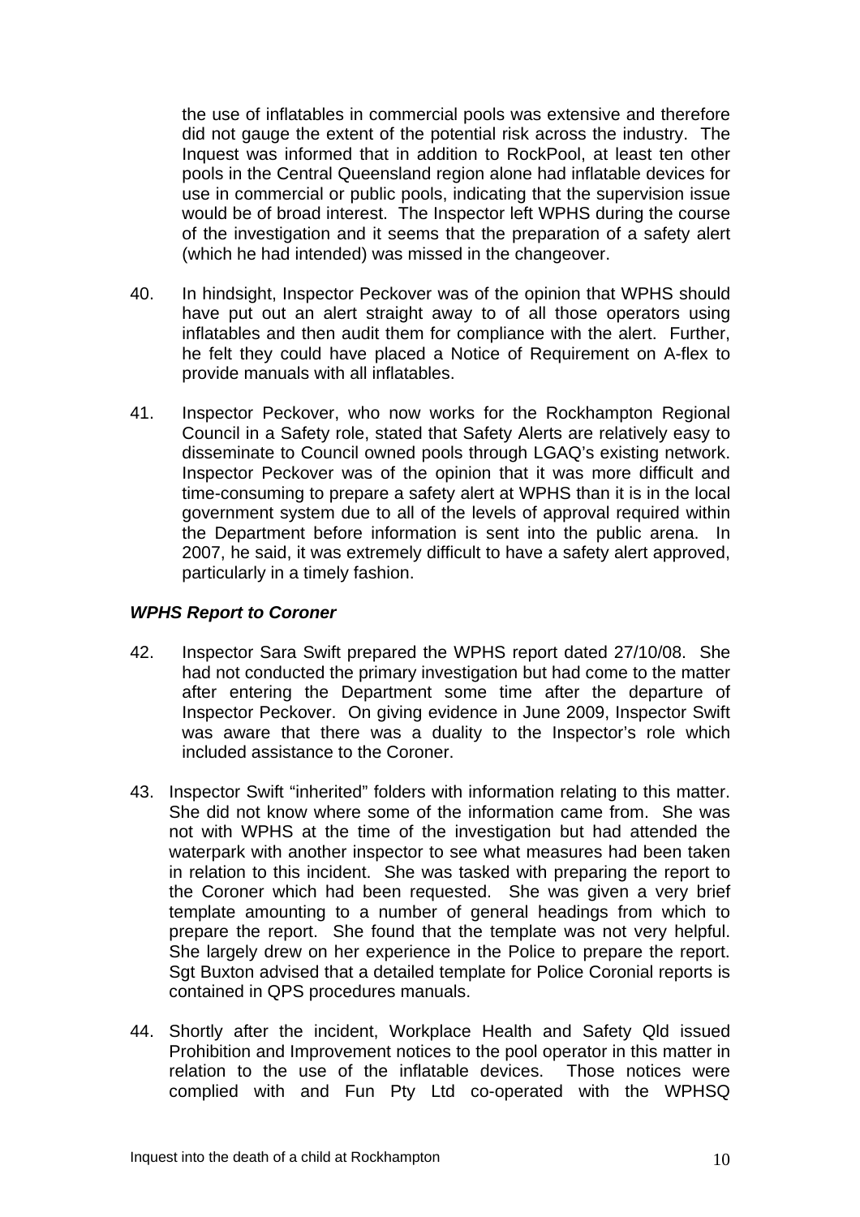the use of inflatables in commercial pools was extensive and therefore did not gauge the extent of the potential risk across the industry. The Inquest was informed that in addition to RockPool, at least ten other pools in the Central Queensland region alone had inflatable devices for use in commercial or public pools, indicating that the supervision issue would be of broad interest. The Inspector left WPHS during the course of the investigation and it seems that the preparation of a safety alert (which he had intended) was missed in the changeover.

40. In hindsight, Inspector Peckover was of the opinion that WPHS should have put out an alert straight away to of all those operators using inflatables and then audit them for compliance with the alert. Further, he felt they could have placed a Notice of Requirement on A-flex to provide manuals with all inflatables.

41. Inspector Peckover, who now works for the Rockhampton Regional Council in a Safety role, stated that Safety Alerts are relatively easy to disseminate to Council owned pools through LGAQ's existing network. Inspector Peckover was of the opinion that it was more difficult and time-consuming to prepare a safety alert at WPHS than it is in the local government system due to all of the levels of approval required within the Department before information is sent into the public arena. In 2007, he said, it was extremely difficult to have a safety alert approved, particularly in a timely fashion.

### *WPHS Report to Coroner*

42. Inspector Sara Swift prepared the WPHS report dated 27/10/08. She had not conducted the primary investigation but had come to the matter after entering the Department some time after the departure of Inspector Peckover. On giving evidence in June 2009, Inspector Swift was aware that there was a duality to the Inspector's role which included assistance to the Coroner.

43. Inspector Swift "inherited" folders with information relating to this matter. She did not know where some of the information came from. She was not with WPHS at the time of the investigation but had attended the waterpark with another inspector to see what measures had been taken in relation to this incident. She was tasked with preparing the report to the Coroner which had been requested. She was given a very brief template amounting to a number of general headings from which to prepare the report. She found that the template was not very helpful. She largely drew on her experience in the Police to prepare the report. Sgt Buxton advised that a detailed template for Police Coronial reports is contained in QPS procedures manuals.

44. Shortly after the incident, Workplace Health and Safety Qld issued Prohibition and Improvement notices to the pool operator in this matter in relation to the use of the inflatable devices. Those notices were complied with and Fun Pty Ltd co-operated with the WPHSQ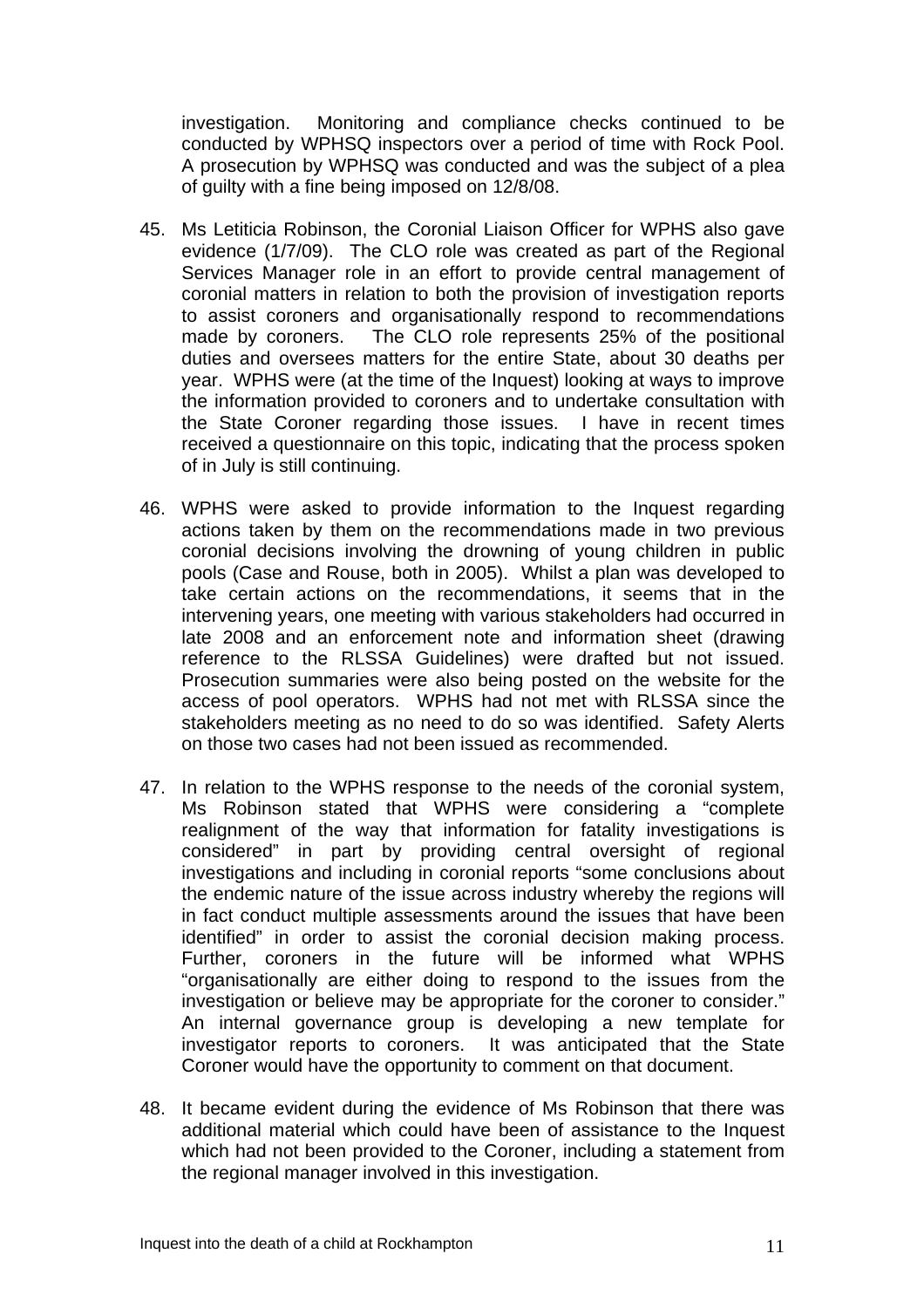investigation. Monitoring and compliance checks continued to be conducted by WPHSQ inspectors over a period of time with Rock Pool. A prosecution by WPHSQ was conducted and was the subject of a plea of guilty with a fine being imposed on 12/8/08.

45. Ms Letiticia Robinson, the Coronial Liaison Officer for WPHS also gave evidence (1/7/09). The CLO role was created as part of the Regional Services Manager role in an effort to provide central management of coronial matters in relation to both the provision of investigation reports to assist coroners and organisationally respond to recommendations made by coroners. The CLO role represents 25% of the positional duties and oversees matters for the entire State, about 30 deaths per year. WPHS were (at the time of the Inquest) looking at ways to improve the information provided to coroners and to undertake consultation with the State Coroner regarding those issues. I have in recent times received a questionnaire on this topic, indicating that the process spoken of in July is still continuing.

46. WPHS were asked to provide information to the Inquest regarding actions taken by them on the recommendations made in two previous coronial decisions involving the drowning of young children in public pools (Case and Rouse, both in 2005). Whilst a plan was developed to take certain actions on the recommendations, it seems that in the intervening years, one meeting with various stakeholders had occurred in late 2008 and an enforcement note and information sheet (drawing reference to the RLSSA Guidelines) were drafted but not issued. Prosecution summaries were also being posted on the website for the access of pool operators. WPHS had not met with RLSSA since the stakeholders meeting as no need to do so was identified. Safety Alerts on those two cases had not been issued as recommended.

47. In relation to the WPHS response to the needs of the coronial system, Ms Robinson stated that WPHS were considering a "complete realignment of the way that information for fatality investigations is considered" in part by providing central oversight of regional investigations and including in coronial reports "some conclusions about the endemic nature of the issue across industry whereby the regions will in fact conduct multiple assessments around the issues that have been identified" in order to assist the coronial decision making process. Further, coroners in the future will be informed what WPHS "organisationally are either doing to respond to the issues from the investigation or believe may be appropriate for the coroner to consider." An internal governance group is developing a new template for investigator reports to coroners. It was anticipated that the State Coroner would have the opportunity to comment on that document.

48. It became evident during the evidence of Ms Robinson that there was additional material which could have been of assistance to the Inquest which had not been provided to the Coroner, including a statement from the regional manager involved in this investigation.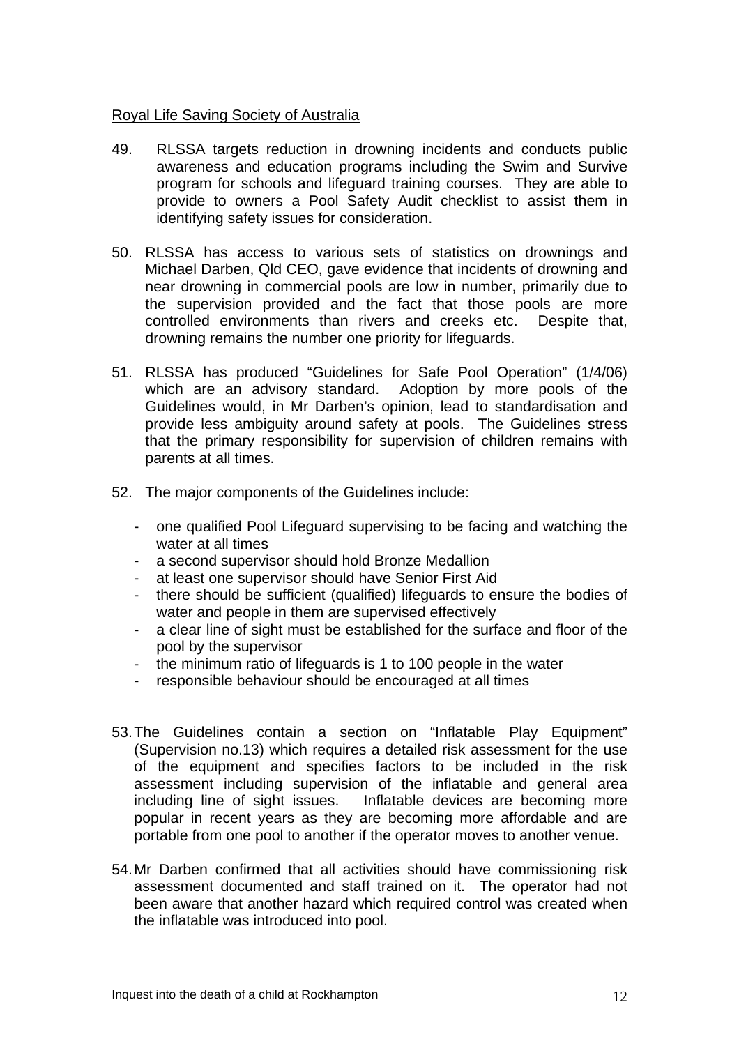<u>Royal Life Saving Society of Australia</u>

49. RLSSA targets reduction in drowning incidents and conducts public awareness and education programs including the Swim and Survive program for schools and lifeguard training courses. They are able to provide to owners a Pool Safety Audit checklist to assist them in identifying safety issues for consideration.

50. RLSSA has access to various sets of statistics on drownings and Michael Darben, Qld CEO, gave evidence that incidents of drowning and near drowning in commercial pools are low in number, primarily due to the supervision provided and the fact that those pools are more controlled environments than rivers and creeks etc. Despite that, drowning remains the number one priority for lifeguards.

51. RLSSA has produced "Guidelines for Safe Pool Operation" (1/4/06) which are an advisory standard. Adoption by more pools of the Guidelines would, in Mr Darben's opinion, lead to standardisation and provide less ambiguity around safety at pools. The Guidelines stress that the primary responsibility for supervision of children remains with parents at all times.

52. The major components of the Guidelines include:

   - one qualified Pool Lifeguard supervising to be facing and watching the water at all times
   - a second supervisor should hold Bronze Medallion
   - at least one supervisor should have Senior First Aid
   - there should be sufficient (qualified) lifeguards to ensure the bodies of water and people in them are supervised effectively
   - a clear line of sight must be established for the surface and floor of the pool by the supervisor
   - the minimum ratio of lifeguards is 1 to 100 people in the water
   - responsible behaviour should be encouraged at all times

53. The Guidelines contain a section on "Inflatable Play Equipment" (Supervision no.13) which requires a detailed risk assessment for the use of the equipment and specifies factors to be included in the risk assessment including supervision of the inflatable and general area including line of sight issues. Inflatable devices are becoming more popular in recent years as they are becoming more affordable and are portable from one pool to another if the operator moves to another venue.

54. Mr Darben confirmed that all activities should have commissioning risk assessment documented and staff trained on it. The operator had not been aware that another hazard which required control was created when the inflatable was introduced into pool.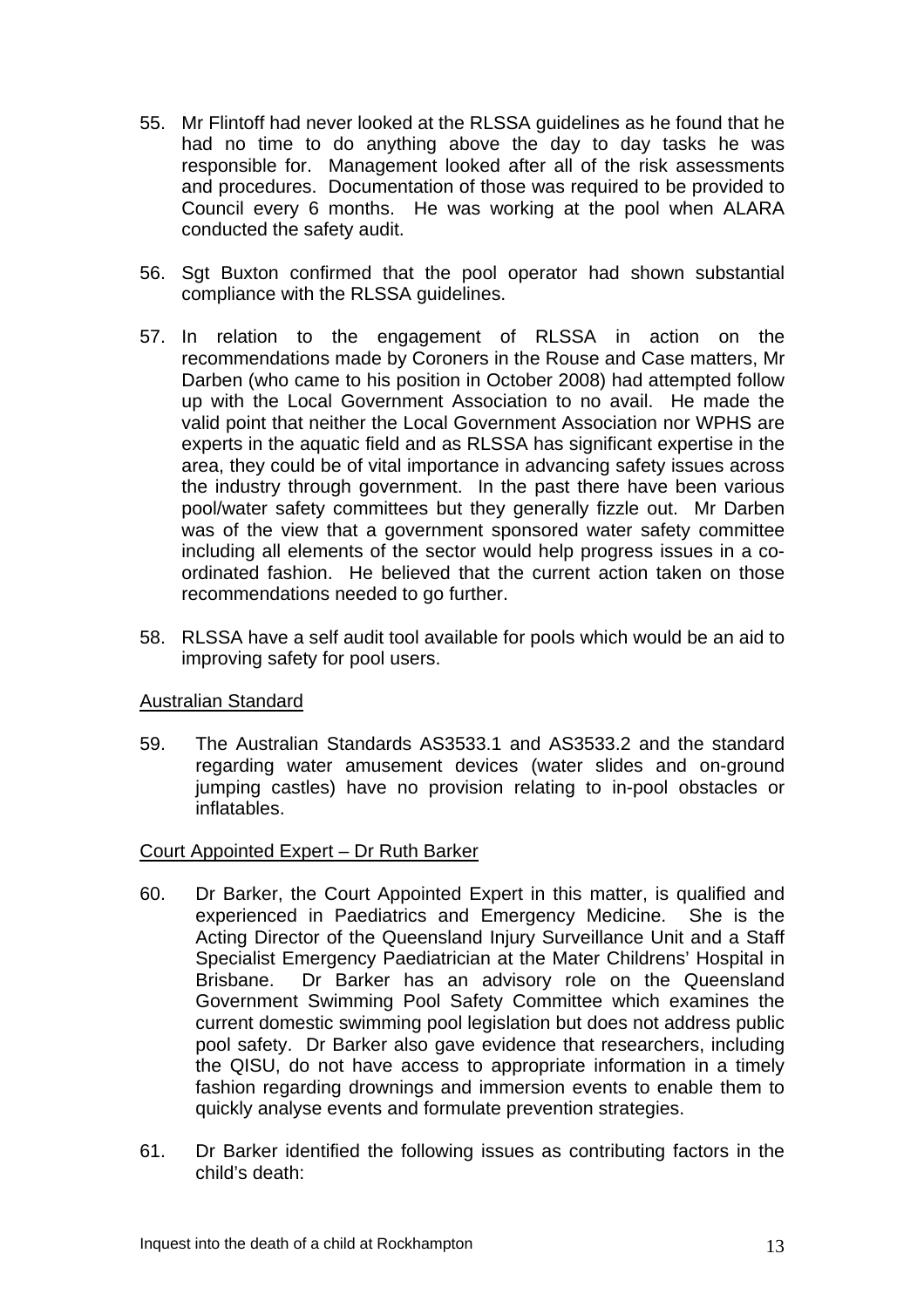55. Mr Flintoff had never looked at the RLSSA guidelines as he found that he had no time to do anything above the day to day tasks he was responsible for. Management looked after all of the risk assessments and procedures. Documentation of those was required to be provided to Council every 6 months. He was working at the pool when ALARA conducted the safety audit.

56. Sgt Buxton confirmed that the pool operator had shown substantial compliance with the RLSSA guidelines.

57. In relation to the engagement of RLSSA in action on the recommendations made by Coroners in the Rouse and Case matters, Mr Darben (who came to his position in October 2008) had attempted follow up with the Local Government Association to no avail. He made the valid point that neither the Local Government Association nor WPHS are experts in the aquatic field and as RLSSA has significant expertise in the area, they could be of vital importance in advancing safety issues across the industry through government. In the past there have been various pool/water safety committees but they generally fizzle out. Mr Darben was of the view that a government sponsored water safety committee including all elements of the sector would help progress issues in a co-ordinated fashion. He believed that the current action taken on those recommendations needed to go further.

58. RLSSA have a self audit tool available for pools which would be an aid to improving safety for pool users.

<u>Australian Standard</u>

59. The Australian Standards AS3533.1 and AS3533.2 and the standard regarding water amusement devices (water slides and on-ground jumping castles) have no provision relating to in-pool obstacles or inflatables.

<u>Court Appointed Expert – Dr Ruth Barker</u>

60. Dr Barker, the Court Appointed Expert in this matter, is qualified and experienced in Paediatrics and Emergency Medicine. She is the Acting Director of the Queensland Injury Surveillance Unit and a Staff Specialist Emergency Paediatrician at the Mater Childrens' Hospital in Brisbane. Dr Barker has an advisory role on the Queensland Government Swimming Pool Safety Committee which examines the current domestic swimming pool legislation but does not address public pool safety. Dr Barker also gave evidence that researchers, including the QISU, do not have access to appropriate information in a timely fashion regarding drownings and immersion events to enable them to quickly analyse events and formulate prevention strategies.

61. Dr Barker identified the following issues as contributing factors in the child's death: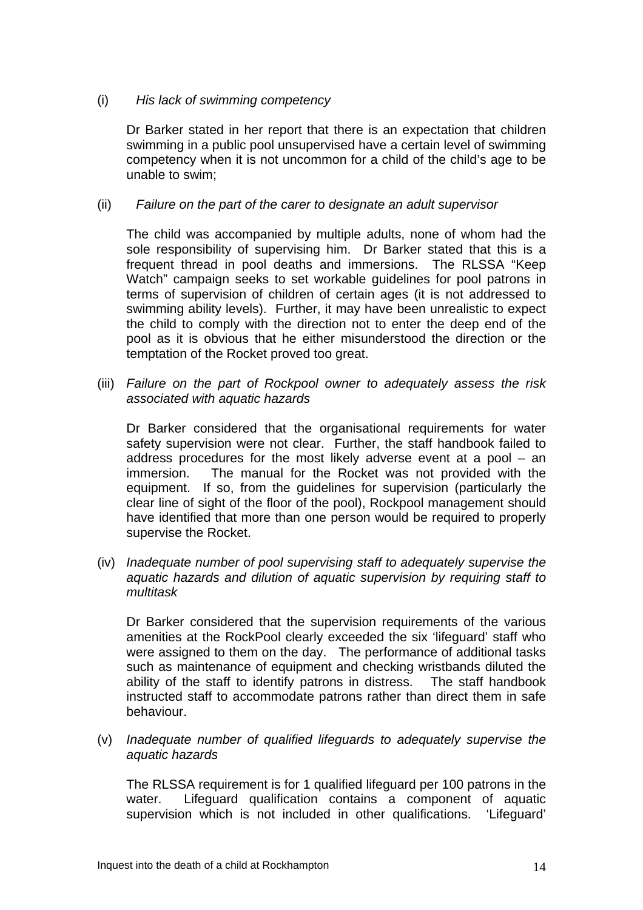(i) *His lack of swimming competency*

Dr Barker stated in her report that there is an expectation that children swimming in a public pool unsupervised have a certain level of swimming competency when it is not uncommon for a child of the child's age to be unable to swim;

(ii) *Failure on the part of the carer to designate an adult supervisor*

The child was accompanied by multiple adults, none of whom had the sole responsibility of supervising him. Dr Barker stated that this is a frequent thread in pool deaths and immersions. The RLSSA "Keep Watch" campaign seeks to set workable guidelines for pool patrons in terms of supervision of children of certain ages (it is not addressed to swimming ability levels). Further, it may have been unrealistic to expect the child to comply with the direction not to enter the deep end of the pool as it is obvious that he either misunderstood the direction or the temptation of the Rocket proved too great.

(iii) *Failure on the part of Rockpool owner to adequately assess the risk associated with aquatic hazards*

Dr Barker considered that the organisational requirements for water safety supervision were not clear. Further, the staff handbook failed to address procedures for the most likely adverse event at a pool – an immersion. The manual for the Rocket was not provided with the equipment. If so, from the guidelines for supervision (particularly the clear line of sight of the floor of the pool), Rockpool management should have identified that more than one person would be required to properly supervise the Rocket.

(iv) *Inadequate number of pool supervising staff to adequately supervise the aquatic hazards and dilution of aquatic supervision by requiring staff to multitask*

Dr Barker considered that the supervision requirements of the various amenities at the RockPool clearly exceeded the six 'lifeguard' staff who were assigned to them on the day. The performance of additional tasks such as maintenance of equipment and checking wristbands diluted the ability of the staff to identify patrons in distress. The staff handbook instructed staff to accommodate patrons rather than direct them in safe behaviour.

(v) *Inadequate number of qualified lifeguards to adequately supervise the aquatic hazards*

The RLSSA requirement is for 1 qualified lifeguard per 100 patrons in the water. Lifeguard qualification contains a component of aquatic supervision which is not included in other qualifications. 'Lifeguard'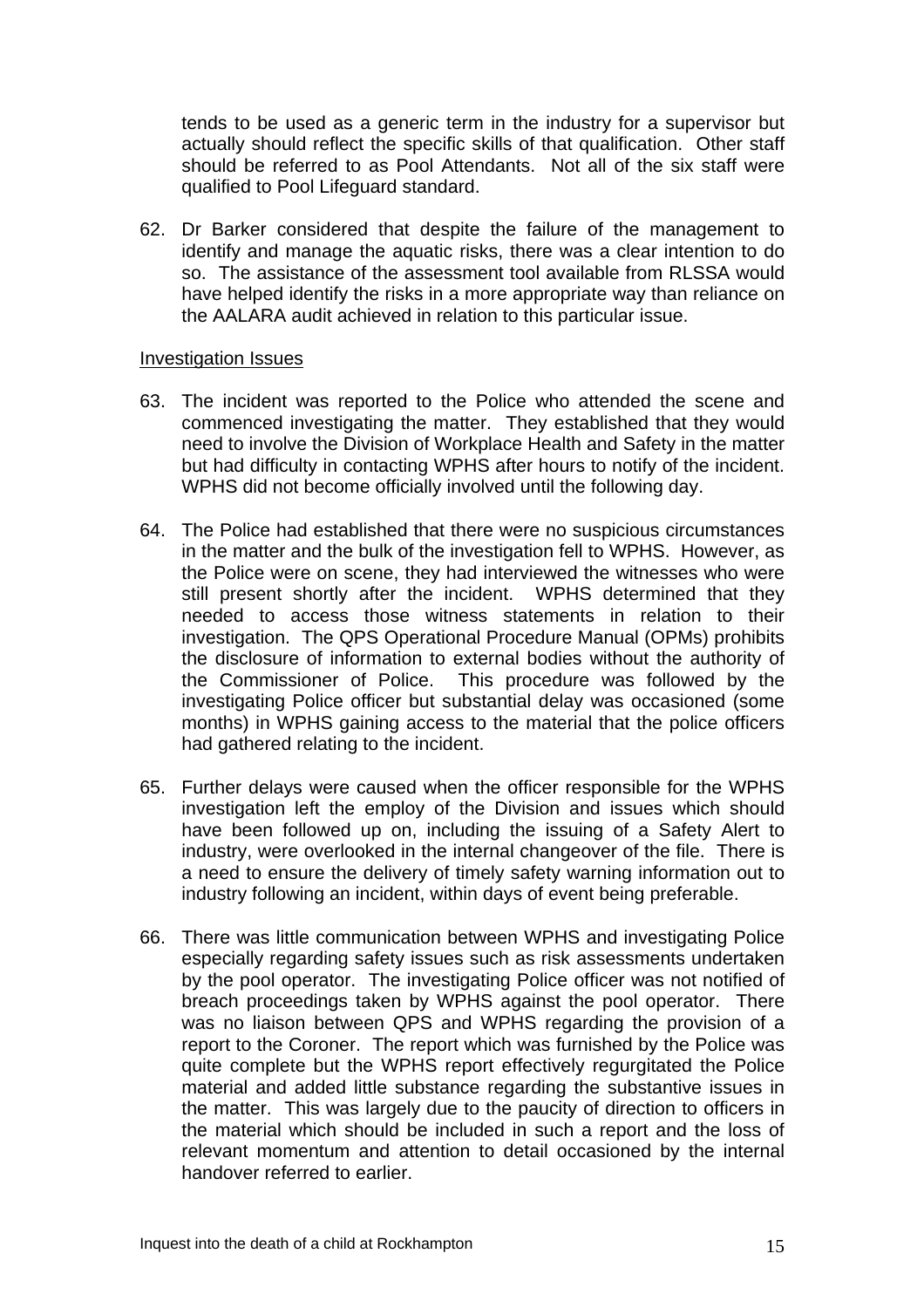tends to be used as a generic term in the industry for a supervisor but actually should reflect the specific skills of that qualification. Other staff should be referred to as Pool Attendants. Not all of the six staff were qualified to Pool Lifeguard standard.

62. Dr Barker considered that despite the failure of the management to identify and manage the aquatic risks, there was a clear intention to do so. The assistance of the assessment tool available from RLSSA would have helped identify the risks in a more appropriate way than reliance on the AALARA audit achieved in relation to this particular issue.

<u>Investigation Issues</u>

63. The incident was reported to the Police who attended the scene and commenced investigating the matter. They established that they would need to involve the Division of Workplace Health and Safety in the matter but had difficulty in contacting WPHS after hours to notify of the incident. WPHS did not become officially involved until the following day.

64. The Police had established that there were no suspicious circumstances in the matter and the bulk of the investigation fell to WPHS. However, as the Police were on scene, they had interviewed the witnesses who were still present shortly after the incident. WPHS determined that they needed to access those witness statements in relation to their investigation. The QPS Operational Procedure Manual (OPMs) prohibits the disclosure of information to external bodies without the authority of the Commissioner of Police. This procedure was followed by the investigating Police officer but substantial delay was occasioned (some months) in WPHS gaining access to the material that the police officers had gathered relating to the incident.

65. Further delays were caused when the officer responsible for the WPHS investigation left the employ of the Division and issues which should have been followed up on, including the issuing of a Safety Alert to industry, were overlooked in the internal changeover of the file. There is a need to ensure the delivery of timely safety warning information out to industry following an incident, within days of event being preferable.

66. There was little communication between WPHS and investigating Police especially regarding safety issues such as risk assessments undertaken by the pool operator. The investigating Police officer was not notified of breach proceedings taken by WPHS against the pool operator. There was no liaison between QPS and WPHS regarding the provision of a report to the Coroner. The report which was furnished by the Police was quite complete but the WPHS report effectively regurgitated the Police material and added little substance regarding the substantive issues in the matter. This was largely due to the paucity of direction to officers in the material which should be included in such a report and the loss of relevant momentum and attention to detail occasioned by the internal handover referred to earlier.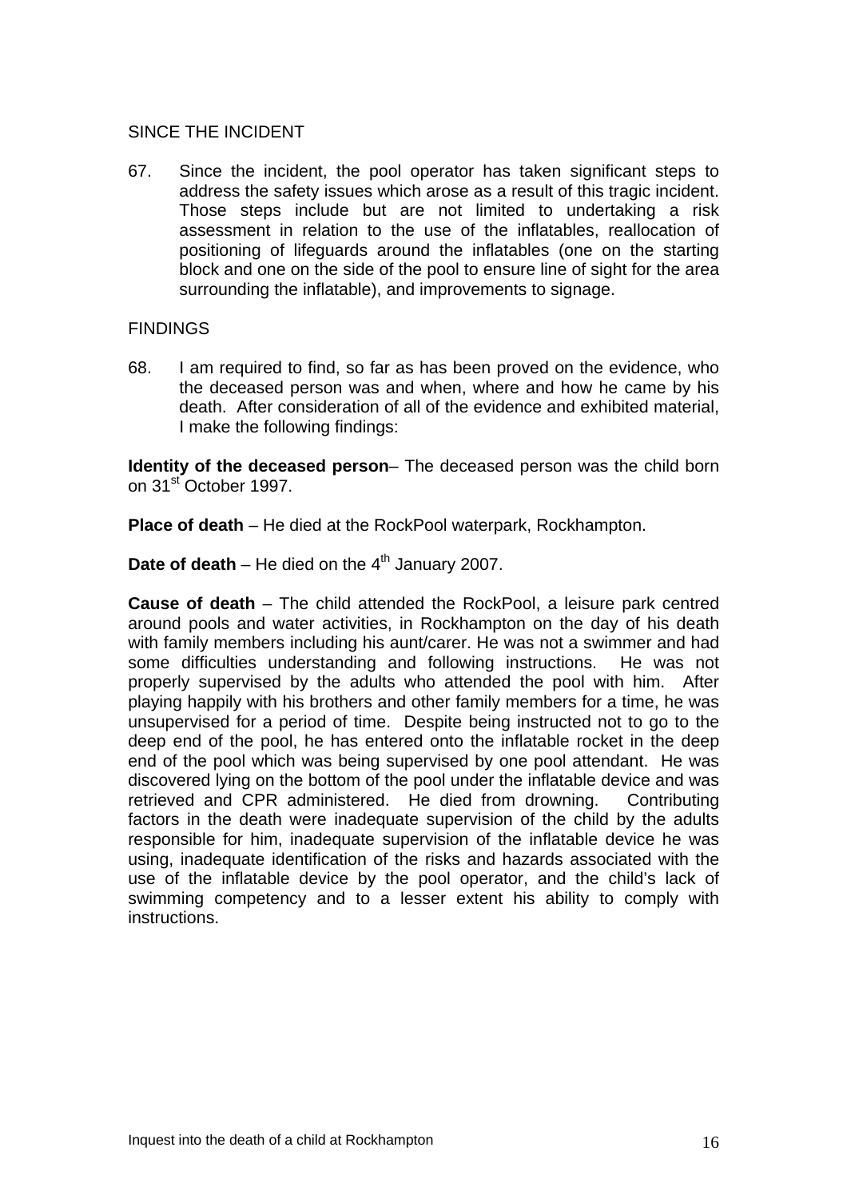## SINCE THE INCIDENT

67. Since the incident, the pool operator has taken significant steps to address the safety issues which arose as a result of this tragic incident. Those steps include but are not limited to undertaking a risk assessment in relation to the use of the inflatables, reallocation of positioning of lifeguards around the inflatables (one on the starting block and one on the side of the pool to ensure line of sight for the area surrounding the inflatable), and improvements to signage.

## FINDINGS

68. I am required to find, so far as has been proved on the evidence, who the deceased person was and when, where and how he came by his death. After consideration of all of the evidence and exhibited material, I make the following findings:

**Identity of the deceased person**– The deceased person was the child born on 31st October 1997.

**Place of death** – He died at the RockPool waterpark, Rockhampton.

**Date of death** – He died on the 4th January 2007.

**Cause of death** – The child attended the RockPool, a leisure park centred around pools and water activities, in Rockhampton on the day of his death with family members including his aunt/carer. He was not a swimmer and had some difficulties understanding and following instructions. He was not properly supervised by the adults who attended the pool with him. After playing happily with his brothers and other family members for a time, he was unsupervised for a period of time. Despite being instructed not to go to the deep end of the pool, he has entered onto the inflatable rocket in the deep end of the pool which was being supervised by one pool attendant. He was discovered lying on the bottom of the pool under the inflatable device and was retrieved and CPR administered. He died from drowning. Contributing factors in the death were inadequate supervision of the child by the adults responsible for him, inadequate supervision of the inflatable device he was using, inadequate identification of the risks and hazards associated with the use of the inflatable device by the pool operator, and the child's lack of swimming competency and to a lesser extent his ability to comply with instructions.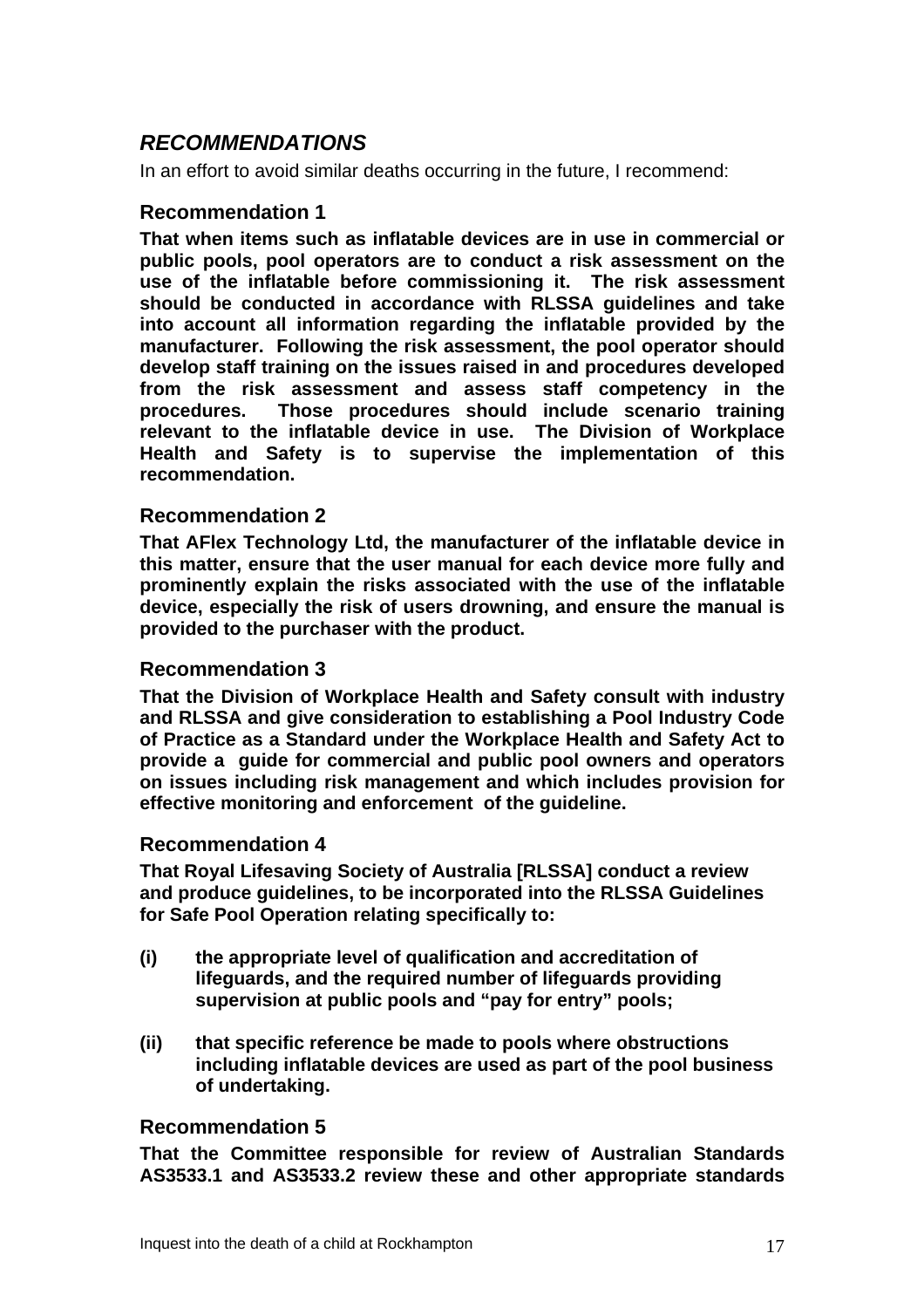## *RECOMMENDATIONS*

In an effort to avoid similar deaths occurring in the future, I recommend:

### Recommendation 1

**That when items such as inflatable devices are in use in commercial or public pools, pool operators are to conduct a risk assessment on the use of the inflatable before commissioning it. The risk assessment should be conducted in accordance with RLSSA guidelines and take into account all information regarding the inflatable provided by the manufacturer. Following the risk assessment, the pool operator should develop staff training on the issues raised in and procedures developed from the risk assessment and assess staff competency in the procedures. Those procedures should include scenario training relevant to the inflatable device in use. The Division of Workplace Health and Safety is to supervise the implementation of this recommendation.**

### Recommendation 2

**That AFlex Technology Ltd, the manufacturer of the inflatable device in this matter, ensure that the user manual for each device more fully and prominently explain the risks associated with the use of the inflatable device, especially the risk of users drowning, and ensure the manual is provided to the purchaser with the product.**

### Recommendation 3

**That the Division of Workplace Health and Safety consult with industry and RLSSA and give consideration to establishing a Pool Industry Code of Practice as a Standard under the Workplace Health and Safety Act to provide a guide for commercial and public pool owners and operators on issues including risk management and which includes provision for effective monitoring and enforcement of the guideline.**

### Recommendation 4

**That Royal Lifesaving Society of Australia [RLSSA] conduct a review and produce guidelines, to be incorporated into the RLSSA Guidelines for Safe Pool Operation relating specifically to:**

**(i) the appropriate level of qualification and accreditation of lifeguards, and the required number of lifeguards providing supervision at public pools and "pay for entry" pools;**

**(ii) that specific reference be made to pools where obstructions including inflatable devices are used as part of the pool business of undertaking.**

### Recommendation 5

**That the Committee responsible for review of Australian Standards AS3533.1 and AS3533.2 review these and other appropriate standards**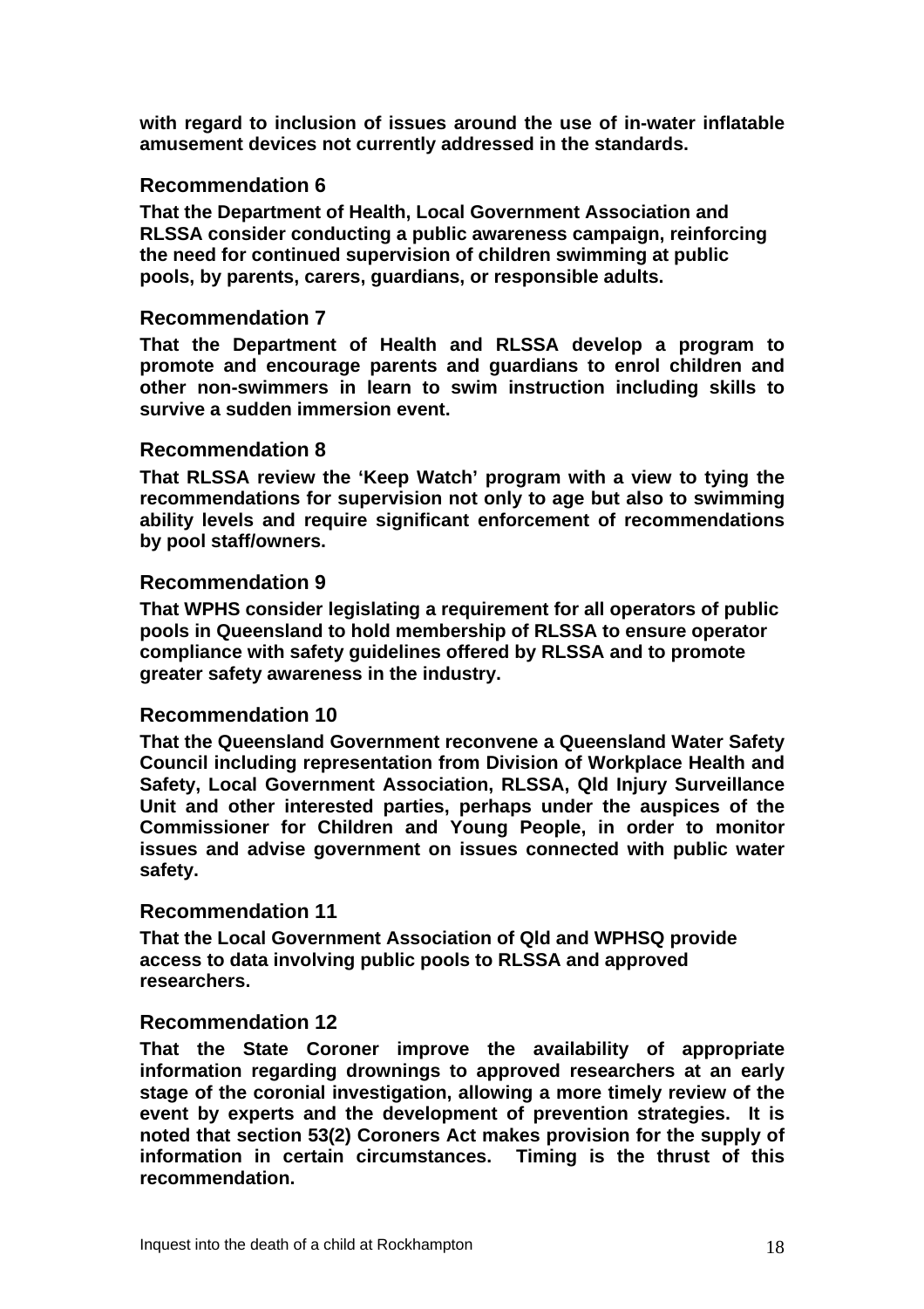**with regard to inclusion of issues around the use of in-water inflatable amusement devices not currently addressed in the standards.**

### Recommendation 6

**That the Department of Health, Local Government Association and RLSSA consider conducting a public awareness campaign, reinforcing the need for continued supervision of children swimming at public pools, by parents, carers, guardians, or responsible adults.**

### Recommendation 7

**That the Department of Health and RLSSA develop a program to promote and encourage parents and guardians to enrol children and other non-swimmers in learn to swim instruction including skills to survive a sudden immersion event.**

### Recommendation 8

**That RLSSA review the 'Keep Watch' program with a view to tying the recommendations for supervision not only to age but also to swimming ability levels and require significant enforcement of recommendations by pool staff/owners.**

### Recommendation 9

**That WPHS consider legislating a requirement for all operators of public pools in Queensland to hold membership of RLSSA to ensure operator compliance with safety guidelines offered by RLSSA and to promote greater safety awareness in the industry.**

### Recommendation 10

**That the Queensland Government reconvene a Queensland Water Safety Council including representation from Division of Workplace Health and Safety, Local Government Association, RLSSA, Qld Injury Surveillance Unit and other interested parties, perhaps under the auspices of the Commissioner for Children and Young People, in order to monitor issues and advise government on issues connected with public water safety.**

### Recommendation 11

**That the Local Government Association of Qld and WPHSQ provide access to data involving public pools to RLSSA and approved researchers.**

### Recommendation 12

**That the State Coroner improve the availability of appropriate information regarding drownings to approved researchers at an early stage of the coronial investigation, allowing a more timely review of the event by experts and the development of prevention strategies. It is noted that section 53(2) Coroners Act makes provision for the supply of information in certain circumstances. Timing is the thrust of this recommendation.**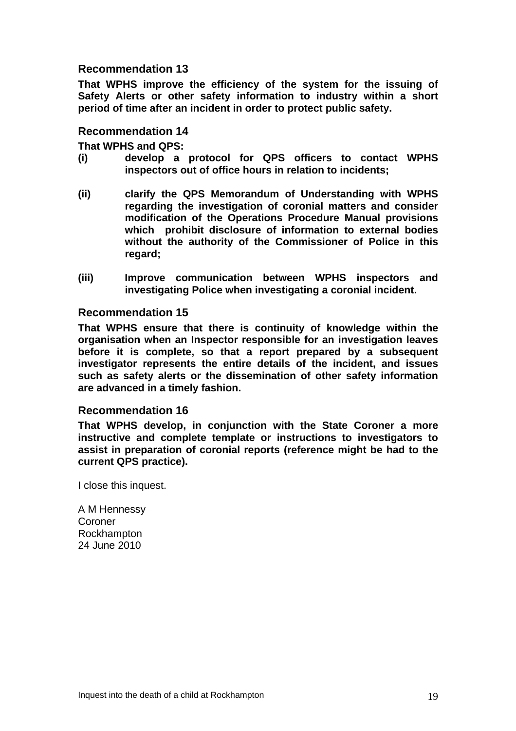### Recommendation 13

**That WPHS improve the efficiency of the system for the issuing of Safety Alerts or other safety information to industry within a short period of time after an incident in order to protect public safety.**

### Recommendation 14

**That WPHS and QPS:**

**(i) develop a protocol for QPS officers to contact WPHS inspectors out of office hours in relation to incidents;**

**(ii) clarify the QPS Memorandum of Understanding with WPHS regarding the investigation of coronial matters and consider modification of the Operations Procedure Manual provisions which prohibit disclosure of information to external bodies without the authority of the Commissioner of Police in this regard;**

**(iii) Improve communication between WPHS inspectors and investigating Police when investigating a coronial incident.**

### Recommendation 15

**That WPHS ensure that there is continuity of knowledge within the organisation when an Inspector responsible for an investigation leaves before it is complete, so that a report prepared by a subsequent investigator represents the entire details of the incident, and issues such as safety alerts or the dissemination of other safety information are advanced in a timely fashion.**

### Recommendation 16

**That WPHS develop, in conjunction with the State Coroner a more instructive and complete template or instructions to investigators to assist in preparation of coronial reports (reference might be had to the current QPS practice).**

I close this inquest.

A M Hennessy
Coroner
Rockhampton
24 June 2010